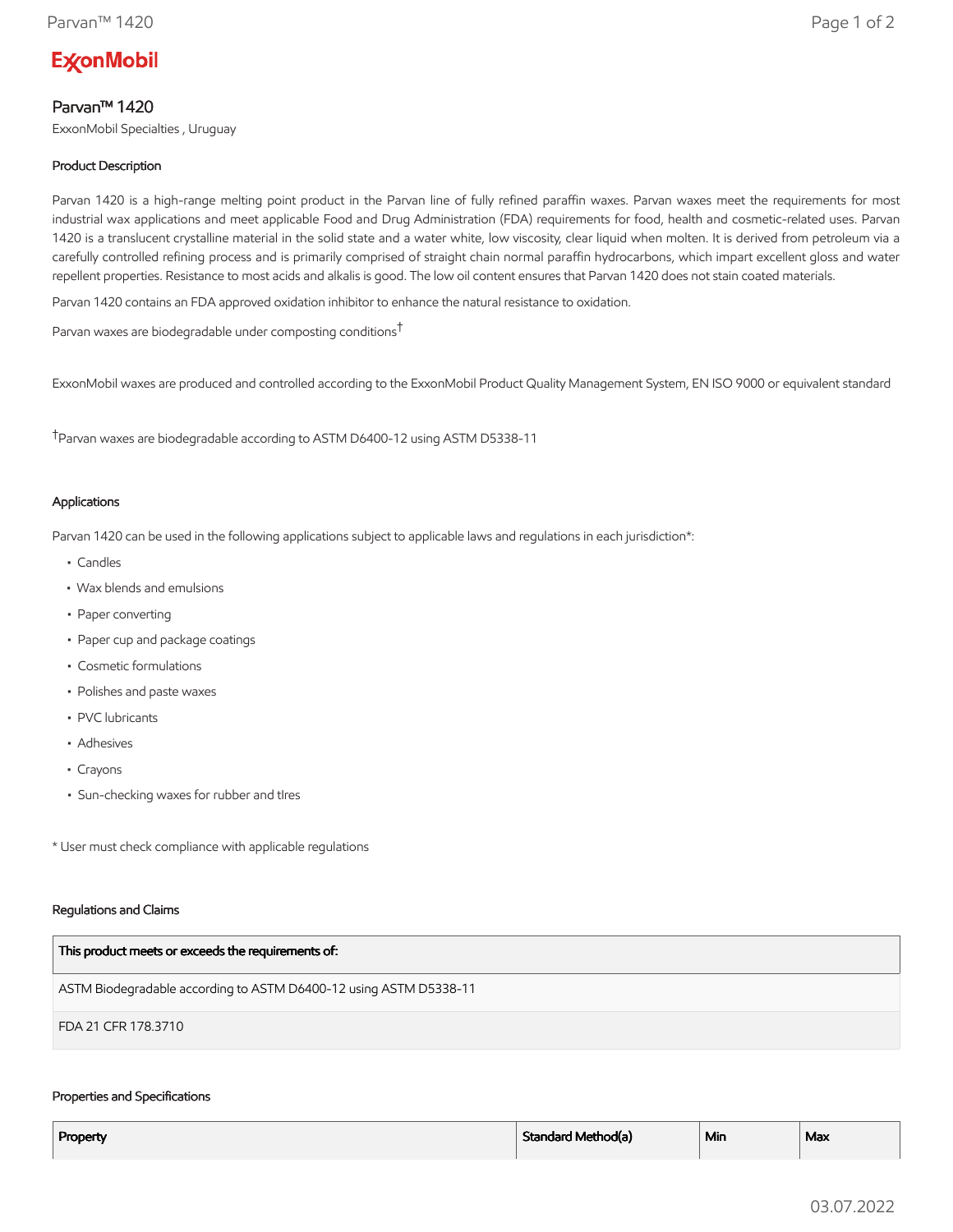ExxonMobil

# Parvan™ 1420

ExxonMobil Specialties , Uruguay

### Product Description

Parvan 1420 is a high-range melting point product in the Parvan line of fully refined paraffin waxes. Parvan waxes meet the requirements for most industrial wax applications and meet applicable Food and Drug Administration (FDA) requirements for food, health and cosmetic-related uses. Parvan 1420 is a translucent crystalline material in the solid state and a water white, low viscosity, clear liquid when molten. It is derived from petroleum via a carefully controlled refining process and is primarily comprised of straight chain normal paraffin hydrocarbons, which impart excellent gloss and water repellent properties. Resistance to most acids and alkalis is good. The low oil content ensures that Parvan 1420 does not stain coated materials.

Parvan 1420 contains an FDA approved oxidation inhibitor to enhance the natural resistance to oxidation.

Parvan waxes are biodegradable under composting conditions†

ExxonMobil waxes are produced and controlled according to the ExxonMobil Product Quality Management System, EN ISO 9000 or equivalent standard

†Parvan waxes are biodegradable according to ASTM D6400-12 using ASTM D5338-11

### Applications

Parvan 1420 can be used in the following applications subject to applicable laws and regulations in each jurisdiction*:

- Candles
- Wax blends and emulsions
- Paper converting
- Paper cup and package coatings
- Cosmetic formulations
- Polishes and paste waxes
- PVC lubricants
- Adhesives
- Crayons
- Sun-checking waxes for rubber and tIres

* User must check compliance with applicable regulations

### Regulations and Claims

| This product meets or exceeds the requirements of: |
|---|
| ASTM Biodegradable according to ASTM D6400-12 using ASTM D5338-11 |
| FDA 21 CFR 178.3710 |

### Properties and Specifications

| Property | Standard Method(a) | Min | Max |
|---|---|---|---|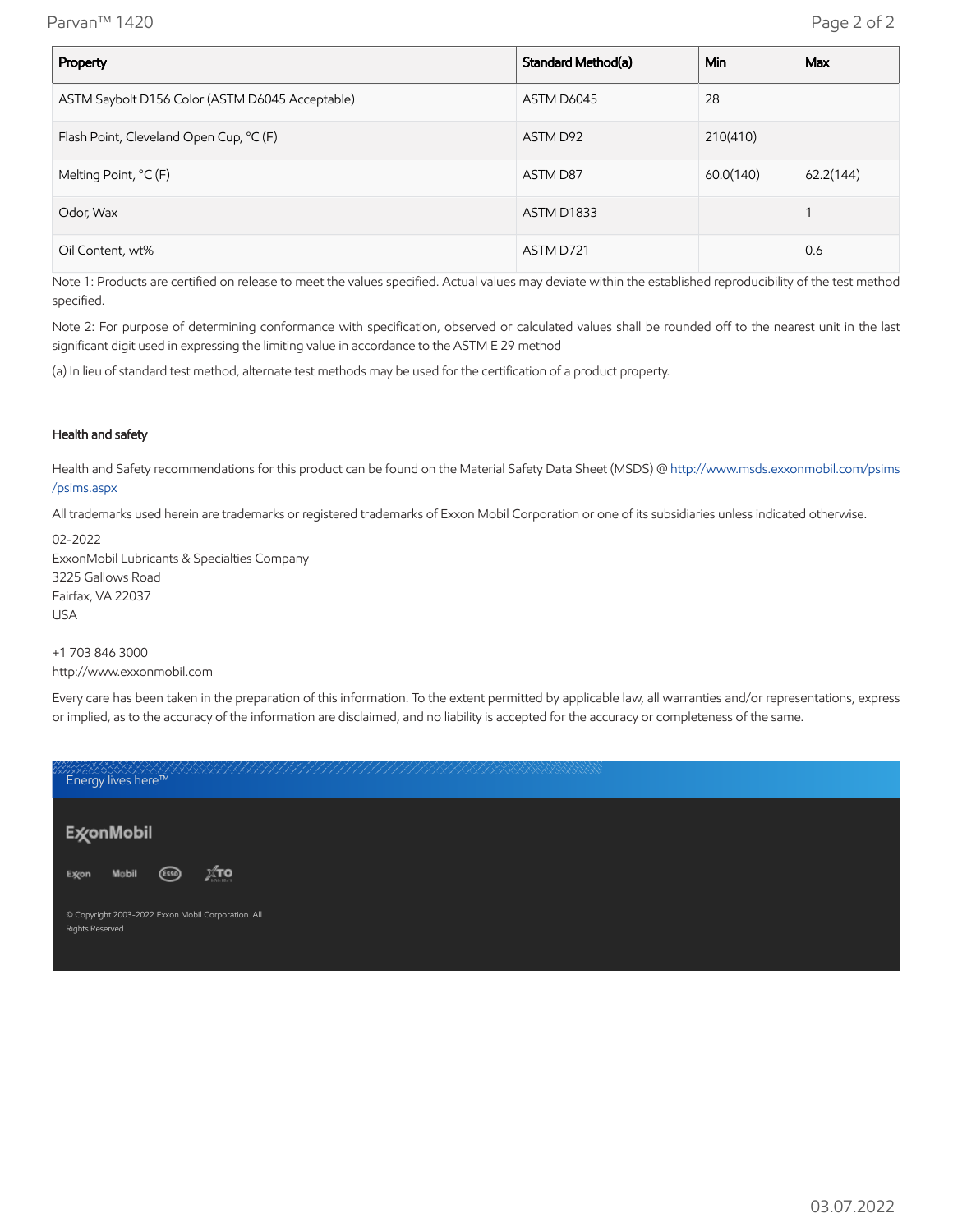| Property | Standard Method(a) | Min | Max |
|---|---|---|---|
| ASTM Saybolt D156 Color (ASTM D6045 Acceptable) | ASTM D6045 | 28 | |
| Flash Point, Cleveland Open Cup, °C (F) | ASTM D92 | 210(410) | |
| Melting Point, °C (F) | ASTM D87 | 60.0(140) | 62.2(144) |
| Odor, Wax | ASTM D1833 | | 1 |
| Oil Content, wt% | ASTM D721 | | 0.6 |

Note 1: Products are certified on release to meet the values specified. Actual values may deviate within the established reproducibility of the test method specified.

Note 2: For purpose of determining conformance with specification, observed or calculated values shall be rounded off to the nearest unit in the last significant digit used in expressing the limiting value in accordance to the ASTM E 29 method

(a) In lieu of standard test method, alternate test methods may be used for the certification of a product property.

### Health and safety

Health and Safety recommendations for this product can be found on the Material Safety Data Sheet (MSDS) @ http://www.msds.exxonmobil.com/psims/psims.aspx

All trademarks used herein are trademarks or registered trademarks of Exxon Mobil Corporation or one of its subsidiaries unless indicated otherwise.

02-2022
ExxonMobil Lubricants & Specialties Company
3225 Gallows Road
Fairfax, VA 22037
USA

+1 703 846 3000
http://www.exxonmobil.com

Every care has been taken in the preparation of this information. To the extent permitted by applicable law, all warranties and/or representations, express or implied, as to the accuracy of the information are disclaimed, and no liability is accepted for the accuracy or completeness of the same.

Energy lives here™

ExxonMobil

Exxon Mobil Esso XTO

© Copyright 2003-2022 Exxon Mobil Corporation. All Rights Reserved